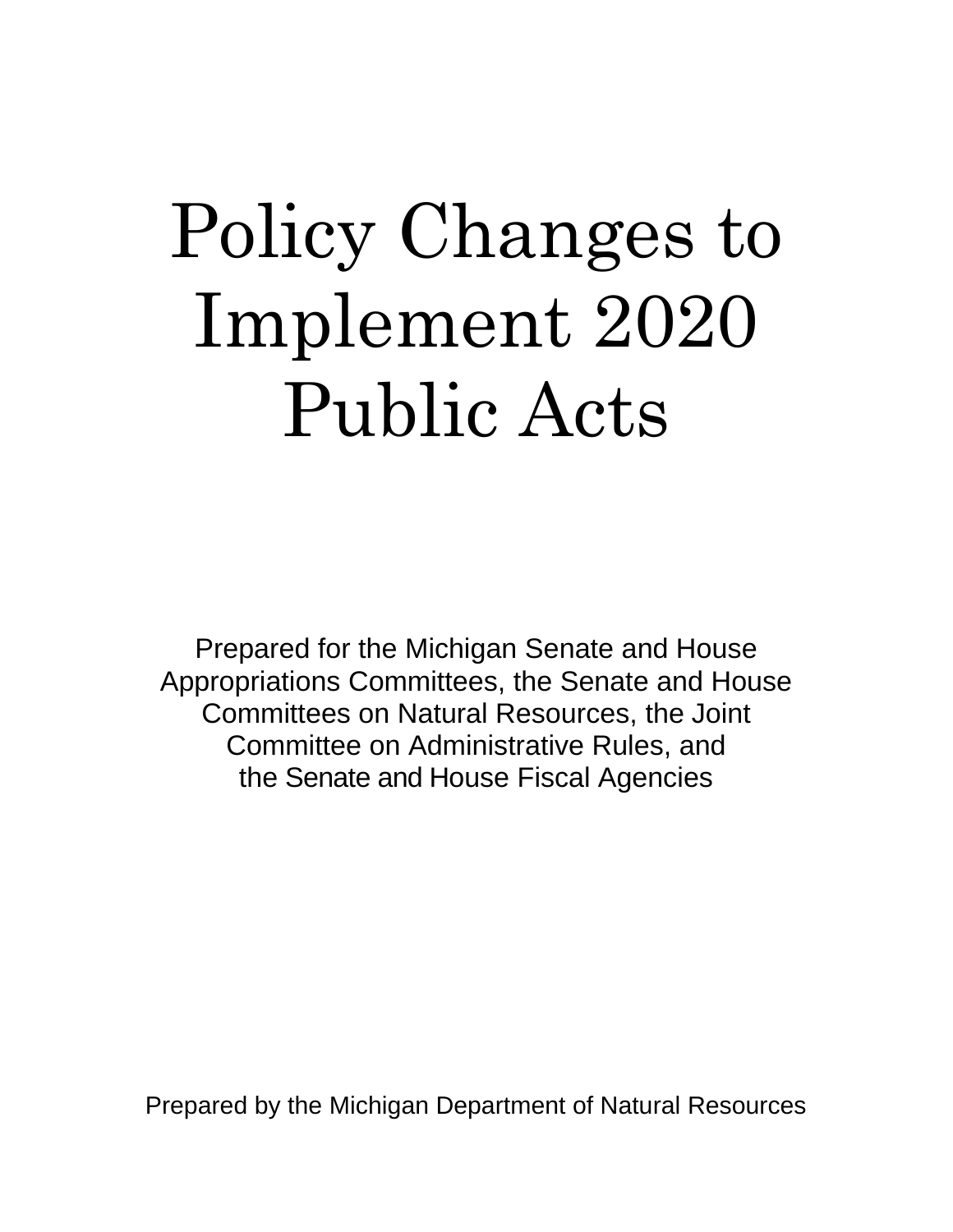# Policy Changes to Implement 2020 Public Acts

Prepared for the Michigan Senate and House Appropriations Committees, the Senate and House Committees on Natural Resources, the Joint Committee on Administrative Rules, and the Senate and House Fiscal Agencies

Prepared by the Michigan Department of Natural Resources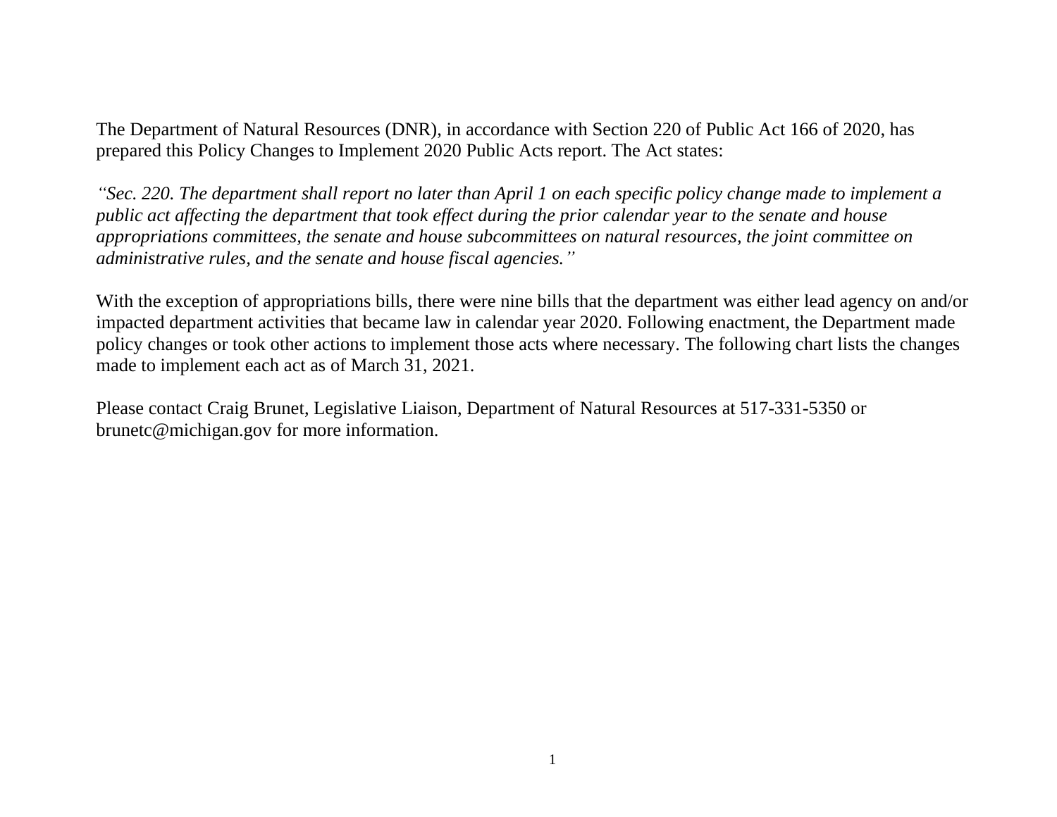The Department of Natural Resources (DNR), in accordance with Section 220 of Public Act 166 of 2020, has prepared this Policy Changes to Implement 2020 Public Acts report. The Act states:

*"Sec. 220. The department shall report no later than April 1 on each specific policy change made to implement a public act affecting the department that took effect during the prior calendar year to the senate and house appropriations committees, the senate and house subcommittees on natural resources, the joint committee on administrative rules, and the senate and house fiscal agencies."*

With the exception of appropriations bills, there were nine bills that the department was either lead agency on and/or impacted department activities that became law in calendar year 2020. Following enactment, the Department made policy changes or took other actions to implement those acts where necessary. The following chart lists the changes made to implement each act as of March 31, 2021.

Please contact Craig Brunet, Legislative Liaison, Department of Natural Resources at 517-331-5350 or brunetc@michigan.gov for more information.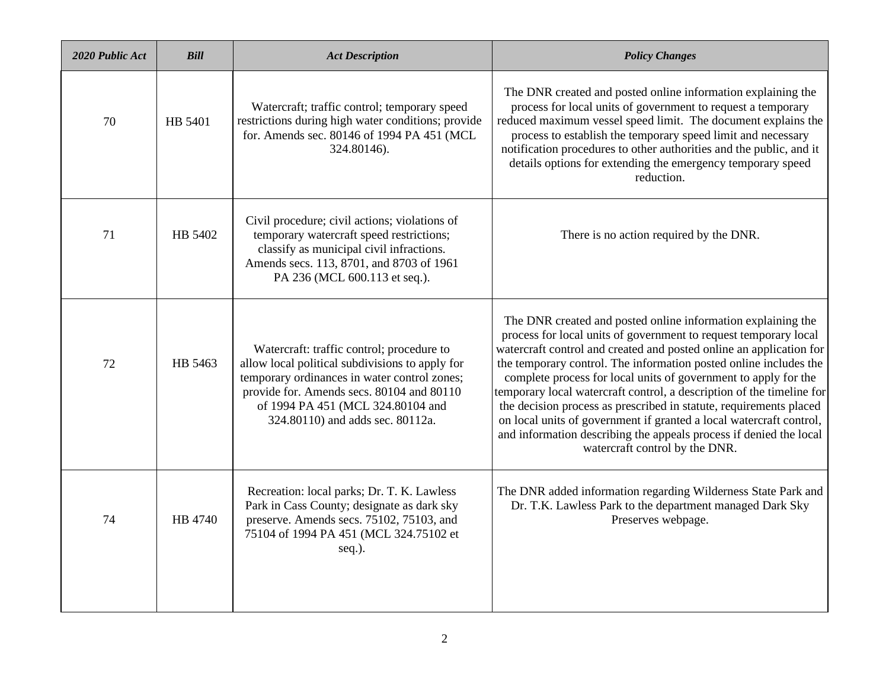| *2020 Public Act* | *Bill* | *Act Description* | *Policy Changes* |
|---|---|---|---|
| 70 | HB 5401 | Watercraft; traffic control; temporary speed restrictions during high water conditions; provide for. Amends sec. 80146 of 1994 PA 451 (MCL 324.80146). | The DNR created and posted online information explaining the process for local units of government to request a temporary reduced maximum vessel speed limit. The document explains the process to establish the temporary speed limit and necessary notification procedures to other authorities and the public, and it details options for extending the emergency temporary speed reduction. |
| 71 | HB 5402 | Civil procedure; civil actions; violations of temporary watercraft speed restrictions; classify as municipal civil infractions. Amends secs. 113, 8701, and 8703 of 1961 PA 236 (MCL 600.113 et seq.). | There is no action required by the DNR. |
| 72 | HB 5463 | Watercraft: traffic control; procedure to allow local political subdivisions to apply for temporary ordinances in water control zones; provide for. Amends secs. 80104 and 80110 of 1994 PA 451 (MCL 324.80104 and 324.80110) and adds sec. 80112a. | The DNR created and posted online information explaining the process for local units of government to request temporary local watercraft control and created and posted online an application for the temporary control. The information posted online includes the complete process for local units of government to apply for the temporary local watercraft control, a description of the timeline for the decision process as prescribed in statute, requirements placed on local units of government if granted a local watercraft control, and information describing the appeals process if denied the local watercraft control by the DNR. |
| 74 | HB 4740 | Recreation: local parks; Dr. T. K. Lawless Park in Cass County; designate as dark sky preserve. Amends secs. 75102, 75103, and 75104 of 1994 PA 451 (MCL 324.75102 et seq.). | The DNR added information regarding Wilderness State Park and Dr. T.K. Lawless Park to the department managed Dark Sky Preserves webpage. |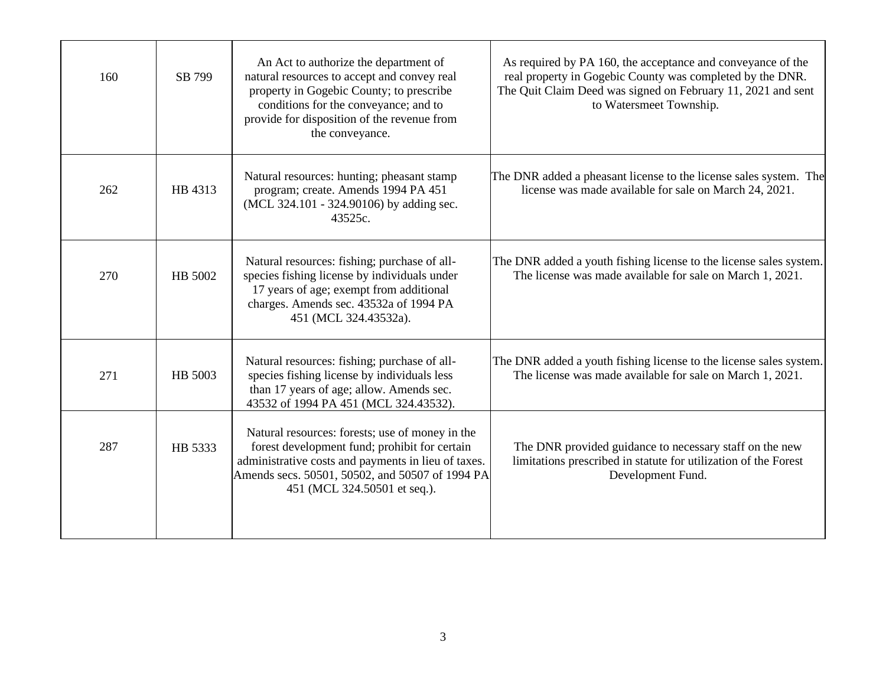| | | | |
|---|---|---|---|
| 160 | SB 799 | An Act to authorize the department of natural resources to accept and convey real property in Gogebic County; to prescribe conditions for the conveyance; and to provide for disposition of the revenue from the conveyance. | As required by PA 160, the acceptance and conveyance of the real property in Gogebic County was completed by the DNR. The Quit Claim Deed was signed on February 11, 2021 and sent to Watersmeet Township. |
| 262 | HB 4313 | Natural resources: hunting; pheasant stamp program; create. Amends 1994 PA 451 (MCL 324.101 - 324.90106) by adding sec. 43525c. | The DNR added a pheasant license to the license sales system. The license was made available for sale on March 24, 2021. |
| 270 | HB 5002 | Natural resources: fishing; purchase of all-species fishing license by individuals under 17 years of age; exempt from additional charges. Amends sec. 43532a of 1994 PA 451 (MCL 324.43532a). | The DNR added a youth fishing license to the license sales system. The license was made available for sale on March 1, 2021. |
| 271 | HB 5003 | Natural resources: fishing; purchase of all-species fishing license by individuals less than 17 years of age; allow. Amends sec. 43532 of 1994 PA 451 (MCL 324.43532). | The DNR added a youth fishing license to the license sales system. The license was made available for sale on March 1, 2021. |
| 287 | HB 5333 | Natural resources: forests; use of money in the forest development fund; prohibit for certain administrative costs and payments in lieu of taxes. Amends secs. 50501, 50502, and 50507 of 1994 PA 451 (MCL 324.50501 et seq.). | The DNR provided guidance to necessary staff on the new limitations prescribed in statute for utilization of the Forest Development Fund. |